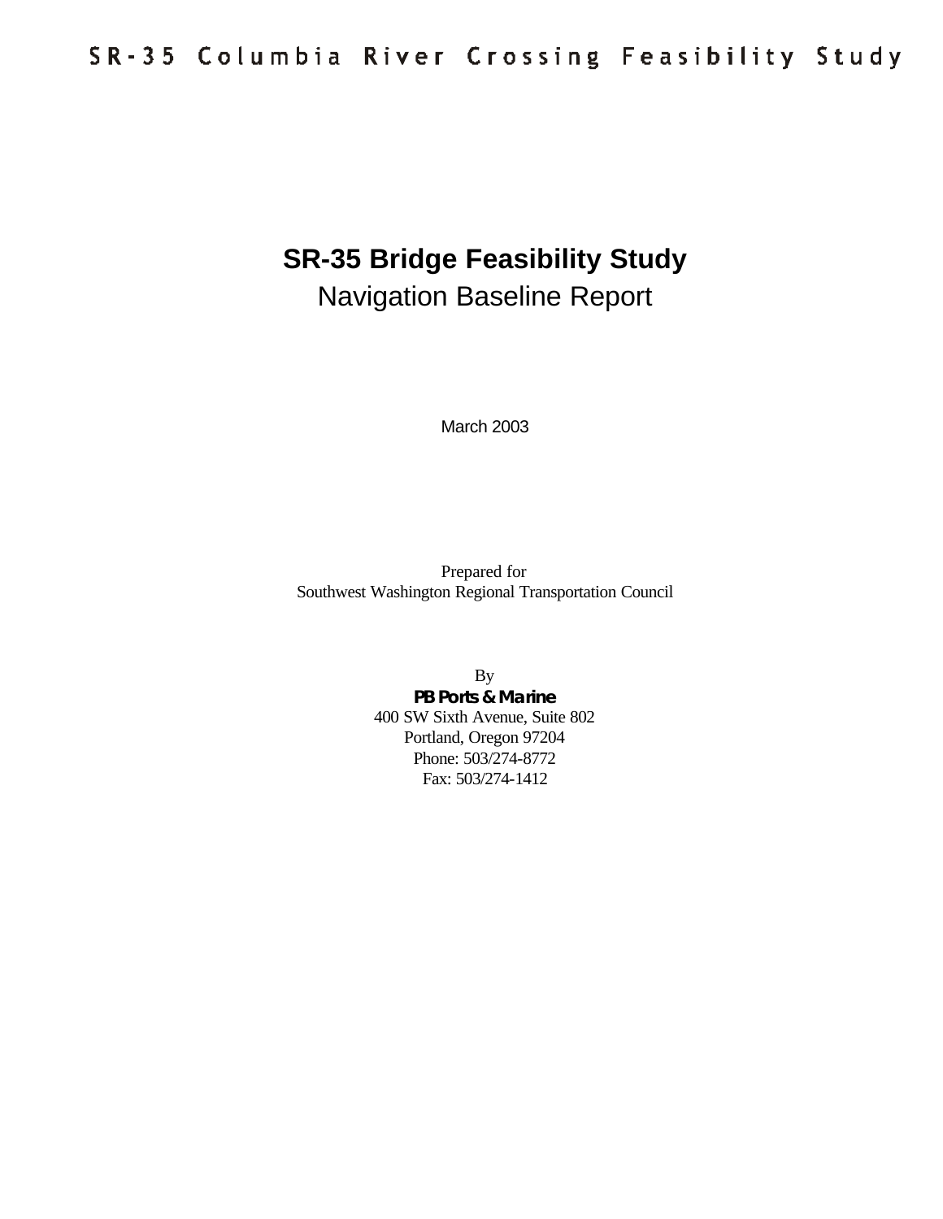# SR-35 Columbia River Crossing Feasibility Study

## SR-35 Bridge Feasibility Study

Navigation Baseline Report

March 2003

Prepared for
Southwest Washington Regional Transportation Council

By
**PB Ports & Marine**
400 SW Sixth Avenue, Suite 802
Portland, Oregon 97204
Phone: 503/274-8772
Fax: 503/274-1412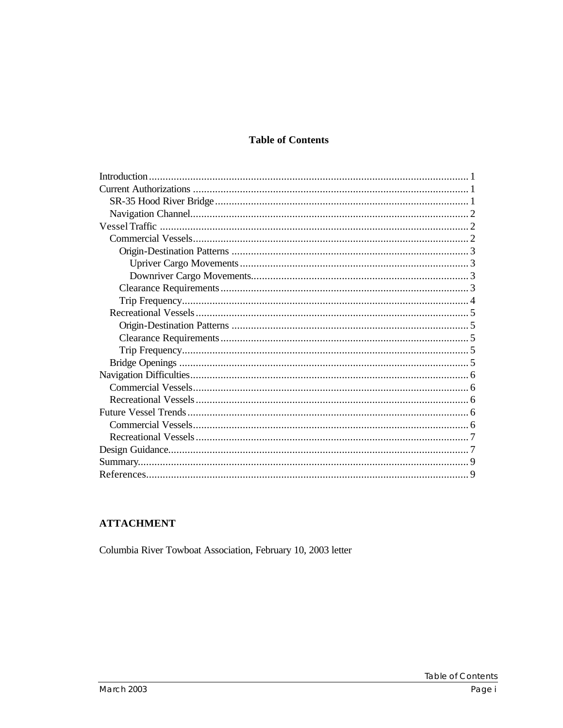## Table of Contents

- Introduction ........ 1
- Current Authorizations ........ 1
  - SR-35 Hood River Bridge ........ 1
  - Navigation Channel ........ 2
- Vessel Traffic ........ 2
  - Commercial Vessels ........ 2
    - Origin-Destination Patterns ........ 3
      - Upriver Cargo Movements ........ 3
      - Downriver Cargo Movements ........ 3
    - Clearance Requirements ........ 3
    - Trip Frequency ........ 4
  - Recreational Vessels ........ 5
    - Origin-Destination Patterns ........ 5
    - Clearance Requirements ........ 5
    - Trip Frequency ........ 5
  - Bridge Openings ........ 5
- Navigation Difficulties ........ 6
  - Commercial Vessels ........ 6
  - Recreational Vessels ........ 6
- Future Vessel Trends ........ 6
  - Commercial Vessels ........ 6
  - Recreational Vessels ........ 7
- Design Guidance ........ 7
- Summary ........ 9
- References ........ 9

**ATTACHMENT**

Columbia River Towboat Association, February 10, 2003 letter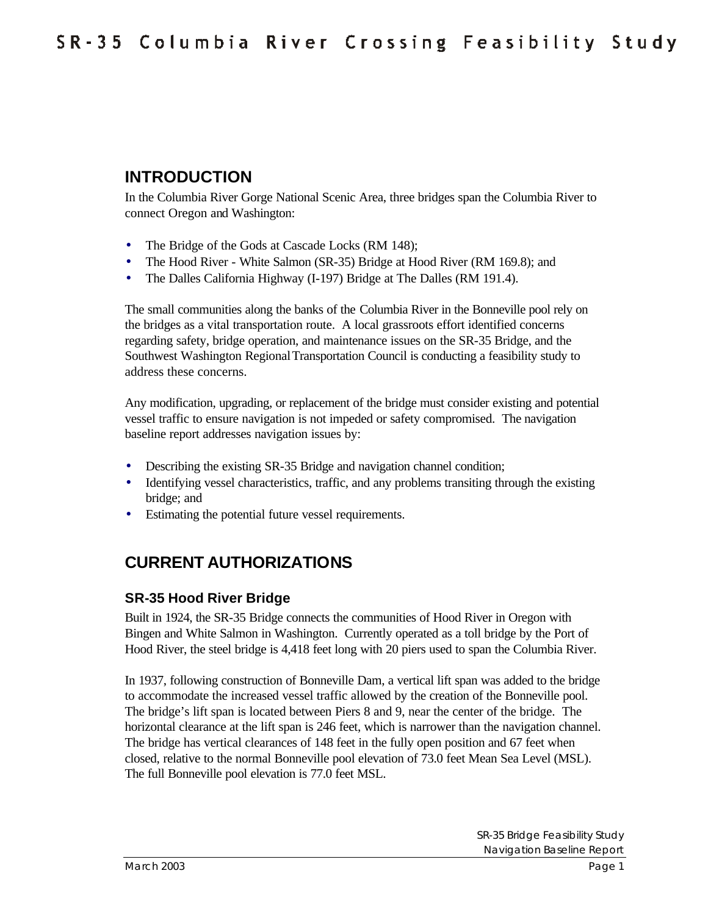## INTRODUCTION

In the Columbia River Gorge National Scenic Area, three bridges span the Columbia River to connect Oregon and Washington:

- The Bridge of the Gods at Cascade Locks (RM 148);
- The Hood River - White Salmon (SR-35) Bridge at Hood River (RM 169.8); and
- The Dalles California Highway (I-197) Bridge at The Dalles (RM 191.4).

The small communities along the banks of the Columbia River in the Bonneville pool rely on the bridges as a vital transportation route. A local grassroots effort identified concerns regarding safety, bridge operation, and maintenance issues on the SR-35 Bridge, and the Southwest Washington Regional Transportation Council is conducting a feasibility study to address these concerns.

Any modification, upgrading, or replacement of the bridge must consider existing and potential vessel traffic to ensure navigation is not impeded or safety compromised. The navigation baseline report addresses navigation issues by:

- Describing the existing SR-35 Bridge and navigation channel condition;
- Identifying vessel characteristics, traffic, and any problems transiting through the existing bridge; and
- Estimating the potential future vessel requirements.

## CURRENT AUTHORIZATIONS

### SR-35 Hood River Bridge

Built in 1924, the SR-35 Bridge connects the communities of Hood River in Oregon with Bingen and White Salmon in Washington. Currently operated as a toll bridge by the Port of Hood River, the steel bridge is 4,418 feet long with 20 piers used to span the Columbia River.

In 1937, following construction of Bonneville Dam, a vertical lift span was added to the bridge to accommodate the increased vessel traffic allowed by the creation of the Bonneville pool. The bridge's lift span is located between Piers 8 and 9, near the center of the bridge. The horizontal clearance at the lift span is 246 feet, which is narrower than the navigation channel. The bridge has vertical clearances of 148 feet in the fully open position and 67 feet when closed, relative to the normal Bonneville pool elevation of 73.0 feet Mean Sea Level (MSL). The full Bonneville pool elevation is 77.0 feet MSL.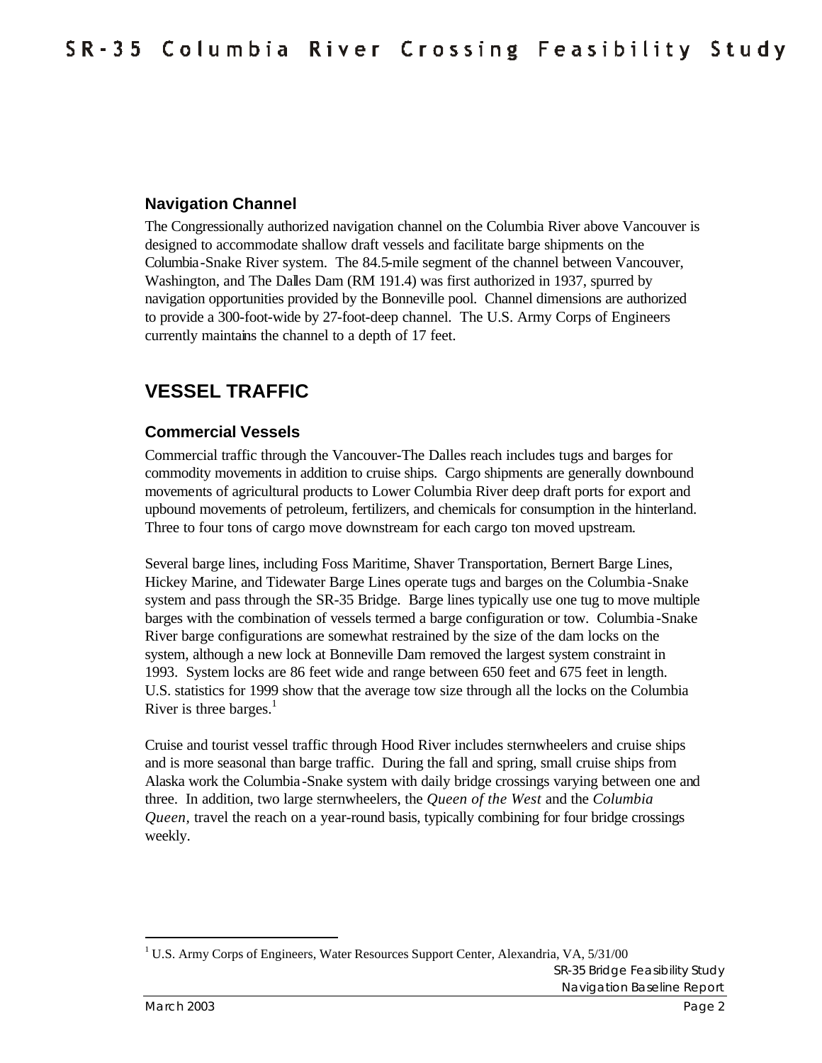### Navigation Channel

The Congressionally authorized navigation channel on the Columbia River above Vancouver is designed to accommodate shallow draft vessels and facilitate barge shipments on the Columbia-Snake River system. The 84.5-mile segment of the channel between Vancouver, Washington, and The Dalles Dam (RM 191.4) was first authorized in 1937, spurred by navigation opportunities provided by the Bonneville pool. Channel dimensions are authorized to provide a 300-foot-wide by 27-foot-deep channel. The U.S. Army Corps of Engineers currently maintains the channel to a depth of 17 feet.

## VESSEL TRAFFIC

### Commercial Vessels

Commercial traffic through the Vancouver-The Dalles reach includes tugs and barges for commodity movements in addition to cruise ships. Cargo shipments are generally downbound movements of agricultural products to Lower Columbia River deep draft ports for export and upbound movements of petroleum, fertilizers, and chemicals for consumption in the hinterland. Three to four tons of cargo move downstream for each cargo ton moved upstream.

Several barge lines, including Foss Maritime, Shaver Transportation, Bernert Barge Lines, Hickey Marine, and Tidewater Barge Lines operate tugs and barges on the Columbia-Snake system and pass through the SR-35 Bridge. Barge lines typically use one tug to move multiple barges with the combination of vessels termed a barge configuration or tow. Columbia-Snake River barge configurations are somewhat restrained by the size of the dam locks on the system, although a new lock at Bonneville Dam removed the largest system constraint in 1993. System locks are 86 feet wide and range between 650 feet and 675 feet in length. U.S. statistics for 1999 show that the average tow size through all the locks on the Columbia River is three barges.[1]

Cruise and tourist vessel traffic through Hood River includes sternwheelers and cruise ships and is more seasonal than barge traffic. During the fall and spring, small cruise ships from Alaska work the Columbia-Snake system with daily bridge crossings varying between one and three. In addition, two large sternwheelers, the *Queen of the West* and the *Columbia Queen,* travel the reach on a year-round basis, typically combining for four bridge crossings weekly.

[1] U.S. Army Corps of Engineers, Water Resources Support Center, Alexandria, VA, 5/31/00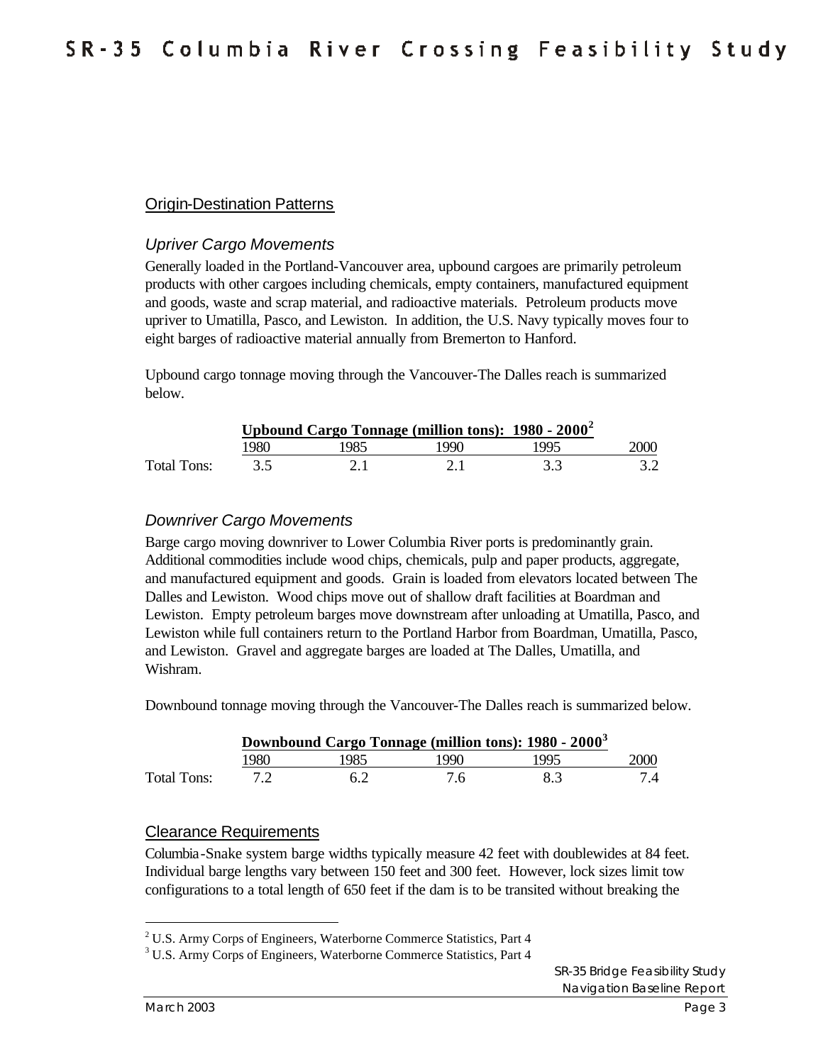## Origin-Destination Patterns

### *Upriver Cargo Movements*

Generally loaded in the Portland-Vancouver area, upbound cargoes are primarily petroleum products with other cargoes including chemicals, empty containers, manufactured equipment and goods, waste and scrap material, and radioactive materials. Petroleum products move upriver to Umatilla, Pasco, and Lewiston. In addition, the U.S. Navy typically moves four to eight barges of radioactive material annually from Bremerton to Hanford.

Upbound cargo tonnage moving through the Vancouver-The Dalles reach is summarized below.

**Upbound Cargo Tonnage (million tons): 1980 - 2000**[2]

| | 1980 | 1985 | 1990 | 1995 | 2000 |
|---|---|---|---|---|---|
| Total Tons: | 3.5 | 2.1 | 2.1 | 3.3 | 3.2 |

### *Downriver Cargo Movements*

Barge cargo moving downriver to Lower Columbia River ports is predominantly grain. Additional commodities include wood chips, chemicals, pulp and paper products, aggregate, and manufactured equipment and goods. Grain is loaded from elevators located between The Dalles and Lewiston. Wood chips move out of shallow draft facilities at Boardman and Lewiston. Empty petroleum barges move downstream after unloading at Umatilla, Pasco, and Lewiston while full containers return to the Portland Harbor from Boardman, Umatilla, Pasco, and Lewiston. Gravel and aggregate barges are loaded at The Dalles, Umatilla, and Wishram.

Downbound tonnage moving through the Vancouver-The Dalles reach is summarized below.

**Downbound Cargo Tonnage (million tons): 1980 - 2000**[3]

| | 1980 | 1985 | 1990 | 1995 | 2000 |
|---|---|---|---|---|---|
| Total Tons: | 7.2 | 6.2 | 7.6 | 8.3 | 7.4 |

## Clearance Requirements

Columbia-Snake system barge widths typically measure 42 feet with doublewides at 84 feet. Individual barge lengths vary between 150 feet and 300 feet. However, lock sizes limit tow configurations to a total length of 650 feet if the dam is to be transited without breaking the

---

[2] U.S. Army Corps of Engineers, Waterborne Commerce Statistics, Part 4

[3] U.S. Army Corps of Engineers, Waterborne Commerce Statistics, Part 4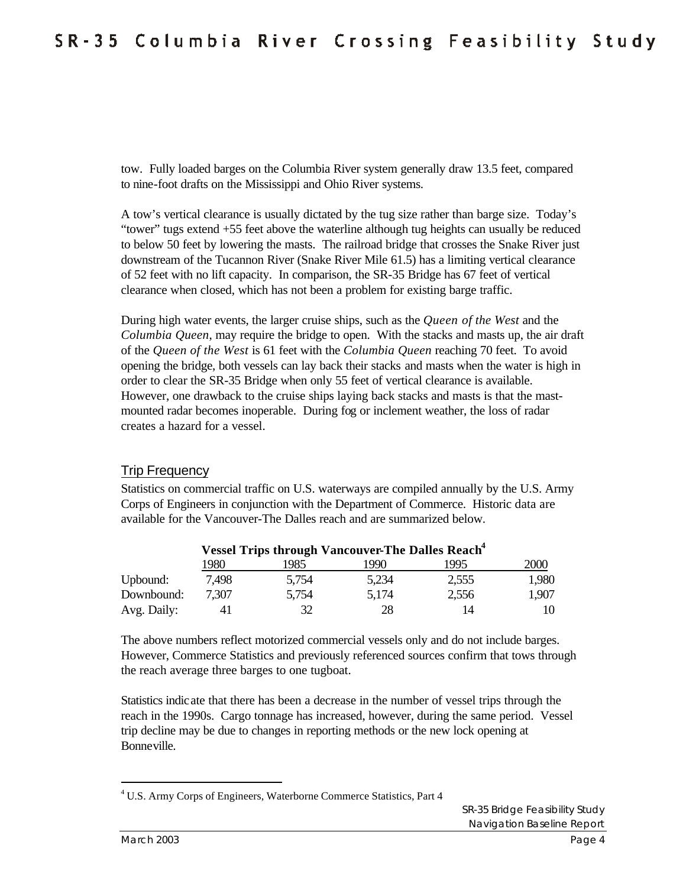tow. Fully loaded barges on the Columbia River system generally draw 13.5 feet, compared to nine-foot drafts on the Mississippi and Ohio River systems.

A tow's vertical clearance is usually dictated by the tug size rather than barge size. Today's "tower" tugs extend +55 feet above the waterline although tug heights can usually be reduced to below 50 feet by lowering the masts. The railroad bridge that crosses the Snake River just downstream of the Tucannon River (Snake River Mile 61.5) has a limiting vertical clearance of 52 feet with no lift capacity. In comparison, the SR-35 Bridge has 67 feet of vertical clearance when closed, which has not been a problem for existing barge traffic.

During high water events, the larger cruise ships, such as the *Queen of the West* and the *Columbia Queen*, may require the bridge to open. With the stacks and masts up, the air draft of the *Queen of the West* is 61 feet with the *Columbia Queen* reaching 70 feet. To avoid opening the bridge, both vessels can lay back their stacks and masts when the water is high in order to clear the SR-35 Bridge when only 55 feet of vertical clearance is available. However, one drawback to the cruise ships laying back stacks and masts is that the mast-mounted radar becomes inoperable. During fog or inclement weather, the loss of radar creates a hazard for a vessel.

## Trip Frequency

Statistics on commercial traffic on U.S. waterways are compiled annually by the U.S. Army Corps of Engineers in conjunction with the Department of Commerce. Historic data are available for the Vancouver-The Dalles reach and are summarized below.

**Vessel Trips through Vancouver-The Dalles Reach[4]**

| | 1980 | 1985 | 1990 | 1995 | 2000 |
|---|---|---|---|---|---|
| Upbound: | 7,498 | 5,754 | 5,234 | 2,555 | 1,980 |
| Downbound: | 7,307 | 5,754 | 5,174 | 2,556 | 1,907 |
| Avg. Daily: | 41 | 32 | 28 | 14 | 10 |

The above numbers reflect motorized commercial vessels only and do not include barges. However, Commerce Statistics and previously referenced sources confirm that tows through the reach average three barges to one tugboat.

Statistics indicate that there has been a decrease in the number of vessel trips through the reach in the 1990s. Cargo tonnage has increased, however, during the same period. Vessel trip decline may be due to changes in reporting methods or the new lock opening at Bonneville.

[4] U.S. Army Corps of Engineers, Waterborne Commerce Statistics, Part 4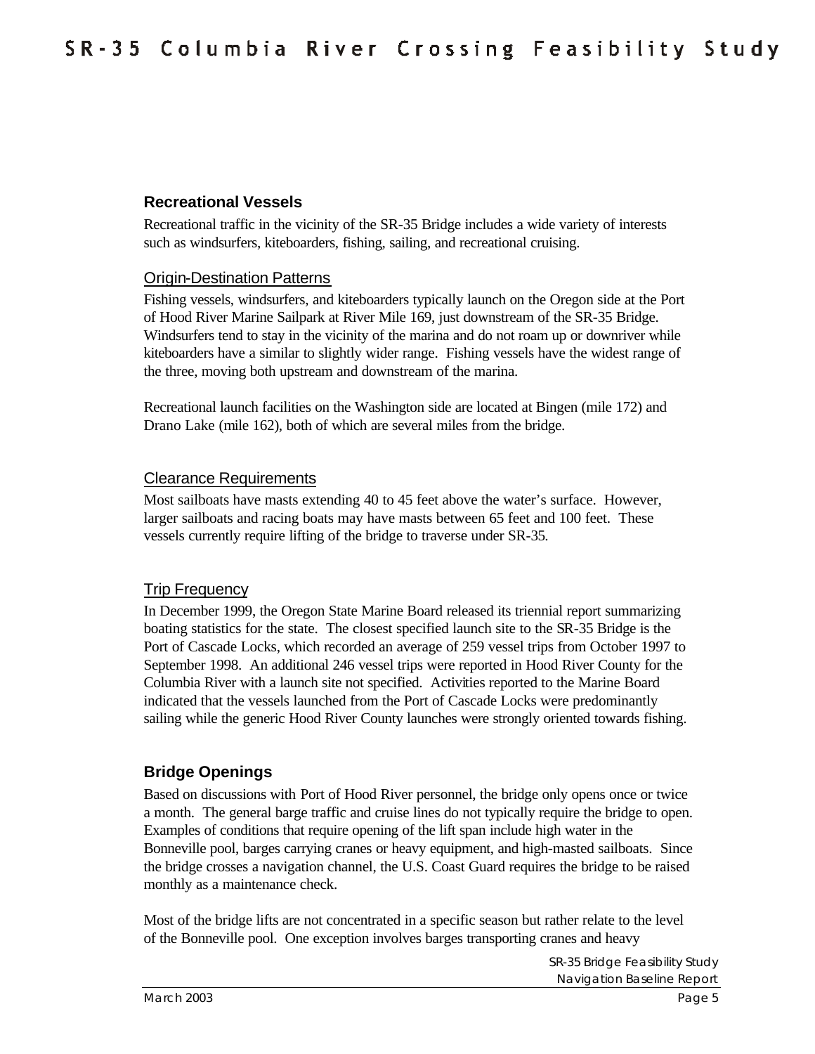## Recreational Vessels

Recreational traffic in the vicinity of the SR-35 Bridge includes a wide variety of interests such as windsurfers, kiteboarders, fishing, sailing, and recreational cruising.

### Origin-Destination Patterns

Fishing vessels, windsurfers, and kiteboarders typically launch on the Oregon side at the Port of Hood River Marine Sailpark at River Mile 169, just downstream of the SR-35 Bridge. Windsurfers tend to stay in the vicinity of the marina and do not roam up or downriver while kiteboarders have a similar to slightly wider range. Fishing vessels have the widest range of the three, moving both upstream and downstream of the marina.

Recreational launch facilities on the Washington side are located at Bingen (mile 172) and Drano Lake (mile 162), both of which are several miles from the bridge.

### Clearance Requirements

Most sailboats have masts extending 40 to 45 feet above the water's surface. However, larger sailboats and racing boats may have masts between 65 feet and 100 feet. These vessels currently require lifting of the bridge to traverse under SR-35.

### Trip Frequency

In December 1999, the Oregon State Marine Board released its triennial report summarizing boating statistics for the state. The closest specified launch site to the SR-35 Bridge is the Port of Cascade Locks, which recorded an average of 259 vessel trips from October 1997 to September 1998. An additional 246 vessel trips were reported in Hood River County for the Columbia River with a launch site not specified. Activities reported to the Marine Board indicated that the vessels launched from the Port of Cascade Locks were predominantly sailing while the generic Hood River County launches were strongly oriented towards fishing.

## Bridge Openings

Based on discussions with Port of Hood River personnel, the bridge only opens once or twice a month. The general barge traffic and cruise lines do not typically require the bridge to open. Examples of conditions that require opening of the lift span include high water in the Bonneville pool, barges carrying cranes or heavy equipment, and high-masted sailboats. Since the bridge crosses a navigation channel, the U.S. Coast Guard requires the bridge to be raised monthly as a maintenance check.

Most of the bridge lifts are not concentrated in a specific season but rather relate to the level of the Bonneville pool. One exception involves barges transporting cranes and heavy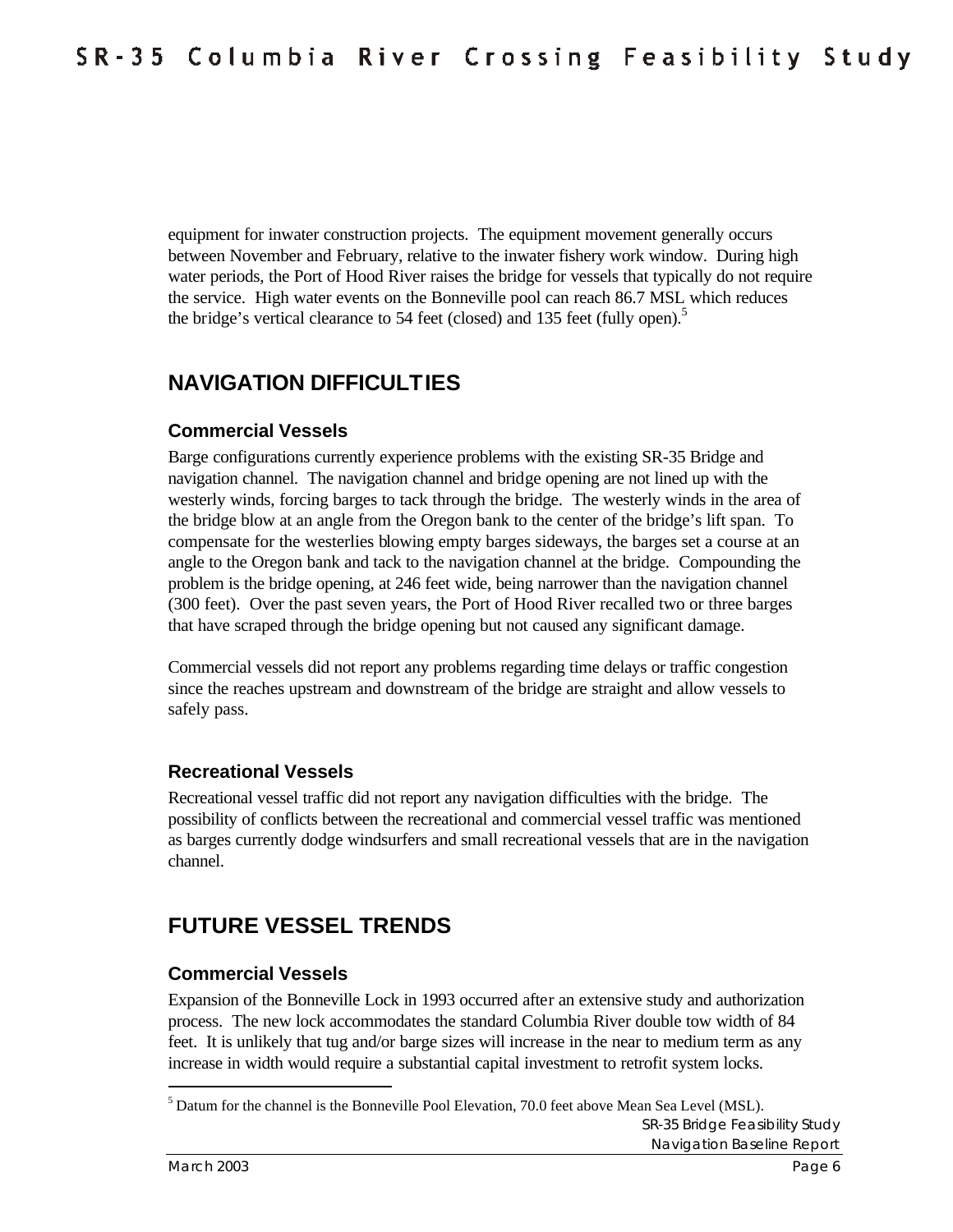equipment for inwater construction projects. The equipment movement generally occurs between November and February, relative to the inwater fishery work window. During high water periods, the Port of Hood River raises the bridge for vessels that typically do not require the service. High water events on the Bonneville pool can reach 86.7 MSL which reduces the bridge's vertical clearance to 54 feet (closed) and 135 feet (fully open).[5]

## NAVIGATION DIFFICULTIES

### Commercial Vessels

Barge configurations currently experience problems with the existing SR-35 Bridge and navigation channel. The navigation channel and bridge opening are not lined up with the westerly winds, forcing barges to tack through the bridge. The westerly winds in the area of the bridge blow at an angle from the Oregon bank to the center of the bridge's lift span. To compensate for the westerlies blowing empty barges sideways, the barges set a course at an angle to the Oregon bank and tack to the navigation channel at the bridge. Compounding the problem is the bridge opening, at 246 feet wide, being narrower than the navigation channel (300 feet). Over the past seven years, the Port of Hood River recalled two or three barges that have scraped through the bridge opening but not caused any significant damage.

Commercial vessels did not report any problems regarding time delays or traffic congestion since the reaches upstream and downstream of the bridge are straight and allow vessels to safely pass.

### Recreational Vessels

Recreational vessel traffic did not report any navigation difficulties with the bridge. The possibility of conflicts between the recreational and commercial vessel traffic was mentioned as barges currently dodge windsurfers and small recreational vessels that are in the navigation channel.

## FUTURE VESSEL TRENDS

### Commercial Vessels

Expansion of the Bonneville Lock in 1993 occurred after an extensive study and authorization process. The new lock accommodates the standard Columbia River double tow width of 84 feet. It is unlikely that tug and/or barge sizes will increase in the near to medium term as any increase in width would require a substantial capital investment to retrofit system locks.

---

[5] Datum for the channel is the Bonneville Pool Elevation, 70.0 feet above Mean Sea Level (MSL).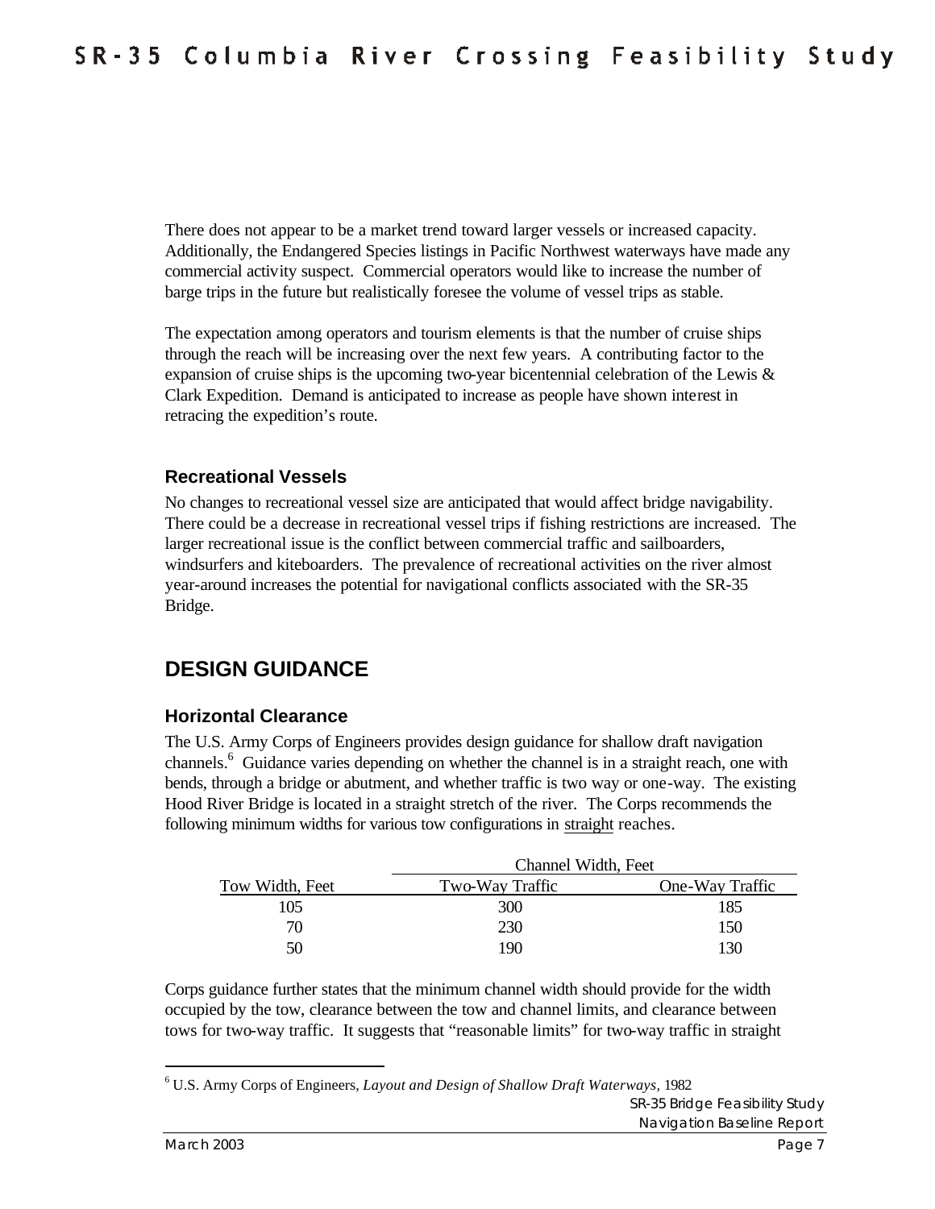There does not appear to be a market trend toward larger vessels or increased capacity. Additionally, the Endangered Species listings in Pacific Northwest waterways have made any commercial activity suspect. Commercial operators would like to increase the number of barge trips in the future but realistically foresee the volume of vessel trips as stable.

The expectation among operators and tourism elements is that the number of cruise ships through the reach will be increasing over the next few years. A contributing factor to the expansion of cruise ships is the upcoming two-year bicentennial celebration of the Lewis & Clark Expedition. Demand is anticipated to increase as people have shown interest in retracing the expedition's route.

### Recreational Vessels

No changes to recreational vessel size are anticipated that would affect bridge navigability. There could be a decrease in recreational vessel trips if fishing restrictions are increased. The larger recreational issue is the conflict between commercial traffic and sailboarders, windsurfers and kiteboarders. The prevalence of recreational activities on the river almost year-around increases the potential for navigational conflicts associated with the SR-35 Bridge.

## DESIGN GUIDANCE

### Horizontal Clearance

The U.S. Army Corps of Engineers provides design guidance for shallow draft navigation channels.[6] Guidance varies depending on whether the channel is in a straight reach, one with bends, through a bridge or abutment, and whether traffic is two way or one-way. The existing Hood River Bridge is located in a straight stretch of the river. The Corps recommends the following minimum widths for various tow configurations in straight reaches.

| | Channel Width, Feet | |
|---|---|---|
| Tow Width, Feet | Two-Way Traffic | One-Way Traffic |
| 105 | 300 | 185 |
| 70 | 230 | 150 |
| 50 | 190 | 130 |

Corps guidance further states that the minimum channel width should provide for the width occupied by the tow, clearance between the tow and channel limits, and clearance between tows for two-way traffic. It suggests that "reasonable limits" for two-way traffic in straight

[6] U.S. Army Corps of Engineers, *Layout and Design of Shallow Draft Waterways,* 1982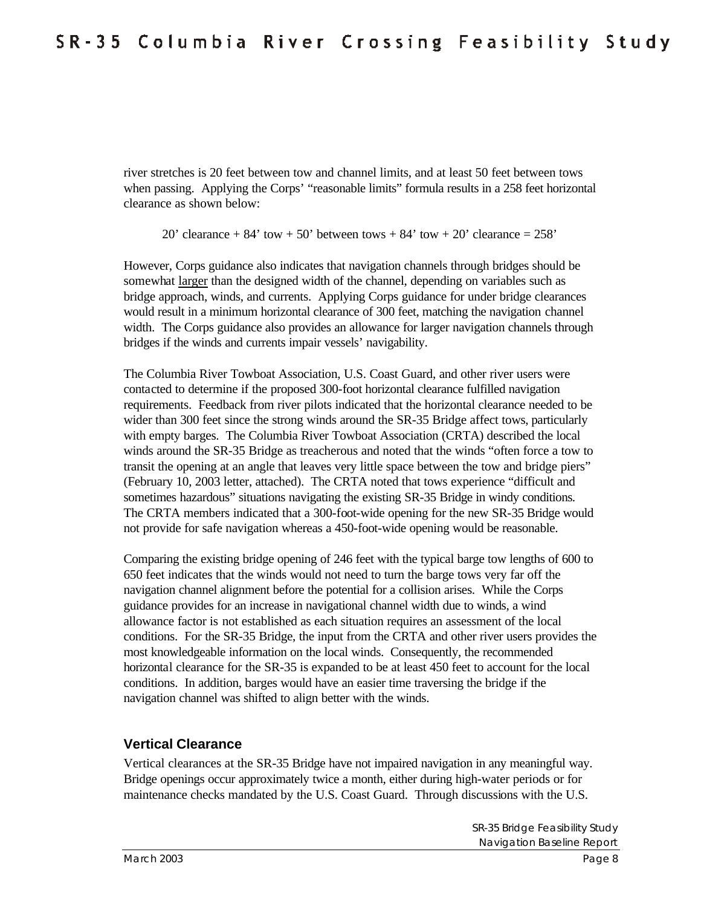river stretches is 20 feet between tow and channel limits, and at least 50 feet between tows when passing. Applying the Corps' "reasonable limits" formula results in a 258 feet horizontal clearance as shown below:

20' clearance + 84' tow + 50' between tows + 84' tow + 20' clearance = 258'

However, Corps guidance also indicates that navigation channels through bridges should be somewhat larger than the designed width of the channel, depending on variables such as bridge approach, winds, and currents. Applying Corps guidance for under bridge clearances would result in a minimum horizontal clearance of 300 feet, matching the navigation channel width. The Corps guidance also provides an allowance for larger navigation channels through bridges if the winds and currents impair vessels' navigability.

The Columbia River Towboat Association, U.S. Coast Guard, and other river users were contacted to determine if the proposed 300-foot horizontal clearance fulfilled navigation requirements. Feedback from river pilots indicated that the horizontal clearance needed to be wider than 300 feet since the strong winds around the SR-35 Bridge affect tows, particularly with empty barges. The Columbia River Towboat Association (CRTA) described the local winds around the SR-35 Bridge as treacherous and noted that the winds "often force a tow to transit the opening at an angle that leaves very little space between the tow and bridge piers" (February 10, 2003 letter, attached). The CRTA noted that tows experience "difficult and sometimes hazardous" situations navigating the existing SR-35 Bridge in windy conditions. The CRTA members indicated that a 300-foot-wide opening for the new SR-35 Bridge would not provide for safe navigation whereas a 450-foot-wide opening would be reasonable.

Comparing the existing bridge opening of 246 feet with the typical barge tow lengths of 600 to 650 feet indicates that the winds would not need to turn the barge tows very far off the navigation channel alignment before the potential for a collision arises. While the Corps guidance provides for an increase in navigational channel width due to winds, a wind allowance factor is not established as each situation requires an assessment of the local conditions. For the SR-35 Bridge, the input from the CRTA and other river users provides the most knowledgeable information on the local winds. Consequently, the recommended horizontal clearance for the SR-35 is expanded to be at least 450 feet to account for the local conditions. In addition, barges would have an easier time traversing the bridge if the navigation channel was shifted to align better with the winds.

### Vertical Clearance

Vertical clearances at the SR-35 Bridge have not impaired navigation in any meaningful way. Bridge openings occur approximately twice a month, either during high-water periods or for maintenance checks mandated by the U.S. Coast Guard. Through discussions with the U.S.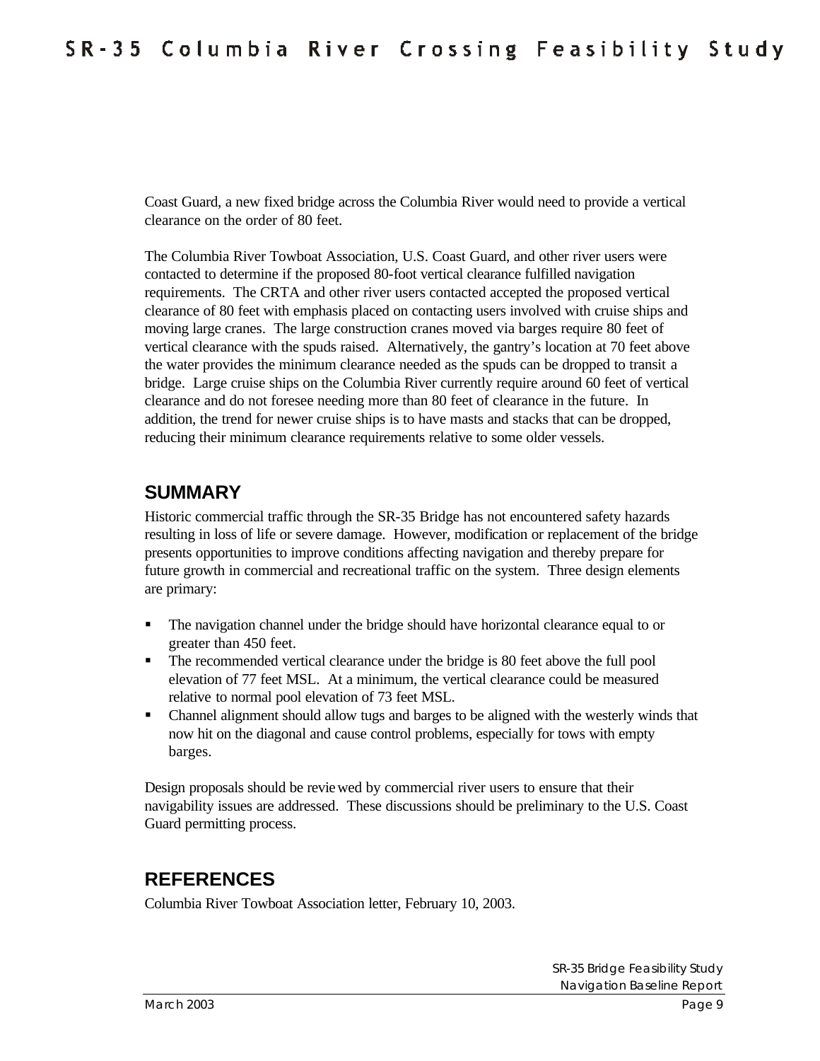Coast Guard, a new fixed bridge across the Columbia River would need to provide a vertical clearance on the order of 80 feet.

The Columbia River Towboat Association, U.S. Coast Guard, and other river users were contacted to determine if the proposed 80-foot vertical clearance fulfilled navigation requirements. The CRTA and other river users contacted accepted the proposed vertical clearance of 80 feet with emphasis placed on contacting users involved with cruise ships and moving large cranes. The large construction cranes moved via barges require 80 feet of vertical clearance with the spuds raised. Alternatively, the gantry's location at 70 feet above the water provides the minimum clearance needed as the spuds can be dropped to transit a bridge. Large cruise ships on the Columbia River currently require around 60 feet of vertical clearance and do not foresee needing more than 80 feet of clearance in the future. In addition, the trend for newer cruise ships is to have masts and stacks that can be dropped, reducing their minimum clearance requirements relative to some older vessels.

## SUMMARY

Historic commercial traffic through the SR-35 Bridge has not encountered safety hazards resulting in loss of life or severe damage. However, modification or replacement of the bridge presents opportunities to improve conditions affecting navigation and thereby prepare for future growth in commercial and recreational traffic on the system. Three design elements are primary:

- The navigation channel under the bridge should have horizontal clearance equal to or greater than 450 feet.
- The recommended vertical clearance under the bridge is 80 feet above the full pool elevation of 77 feet MSL. At a minimum, the vertical clearance could be measured relative to normal pool elevation of 73 feet MSL.
- Channel alignment should allow tugs and barges to be aligned with the westerly winds that now hit on the diagonal and cause control problems, especially for tows with empty barges.

Design proposals should be reviewed by commercial river users to ensure that their navigability issues are addressed. These discussions should be preliminary to the U.S. Coast Guard permitting process.

## REFERENCES

Columbia River Towboat Association letter, February 10, 2003.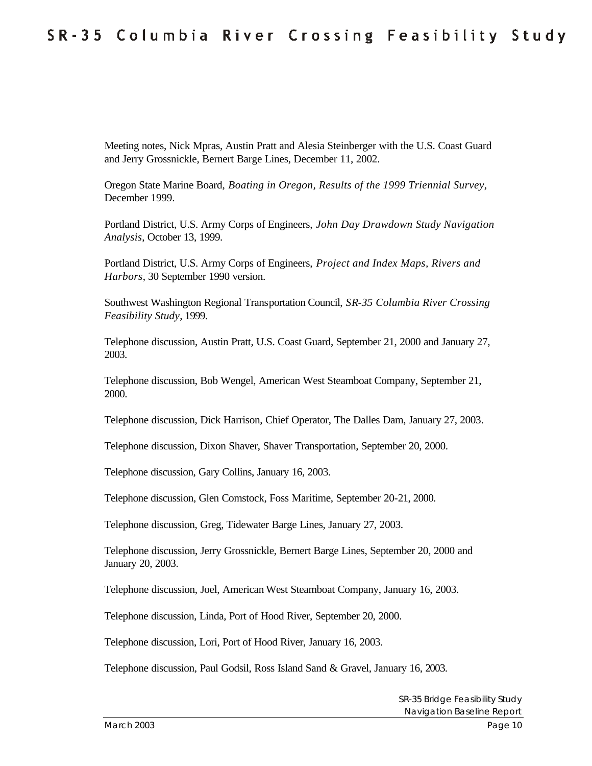Meeting notes, Nick Mpras, Austin Pratt and Alesia Steinberger with the U.S. Coast Guard and Jerry Grossnickle, Bernert Barge Lines, December 11, 2002.

Oregon State Marine Board, *Boating in Oregon, Results of the 1999 Triennial Survey*, December 1999.

Portland District, U.S. Army Corps of Engineers, *John Day Drawdown Study Navigation Analysis*, October 13, 1999.

Portland District, U.S. Army Corps of Engineers, *Project and Index Maps, Rivers and Harbors*, 30 September 1990 version.

Southwest Washington Regional Transportation Council, *SR-35 Columbia River Crossing Feasibility Study*, 1999.

Telephone discussion, Austin Pratt, U.S. Coast Guard, September 21, 2000 and January 27, 2003.

Telephone discussion, Bob Wengel, American West Steamboat Company, September 21, 2000.

Telephone discussion, Dick Harrison, Chief Operator, The Dalles Dam, January 27, 2003.

Telephone discussion, Dixon Shaver, Shaver Transportation, September 20, 2000.

Telephone discussion, Gary Collins, January 16, 2003.

Telephone discussion, Glen Comstock, Foss Maritime, September 20-21, 2000.

Telephone discussion, Greg, Tidewater Barge Lines, January 27, 2003.

Telephone discussion, Jerry Grossnickle, Bernert Barge Lines, September 20, 2000 and January 20, 2003.

Telephone discussion, Joel, American West Steamboat Company, January 16, 2003.

Telephone discussion, Linda, Port of Hood River, September 20, 2000.

Telephone discussion, Lori, Port of Hood River, January 16, 2003.

Telephone discussion, Paul Godsil, Ross Island Sand & Gravel, January 16, 2003.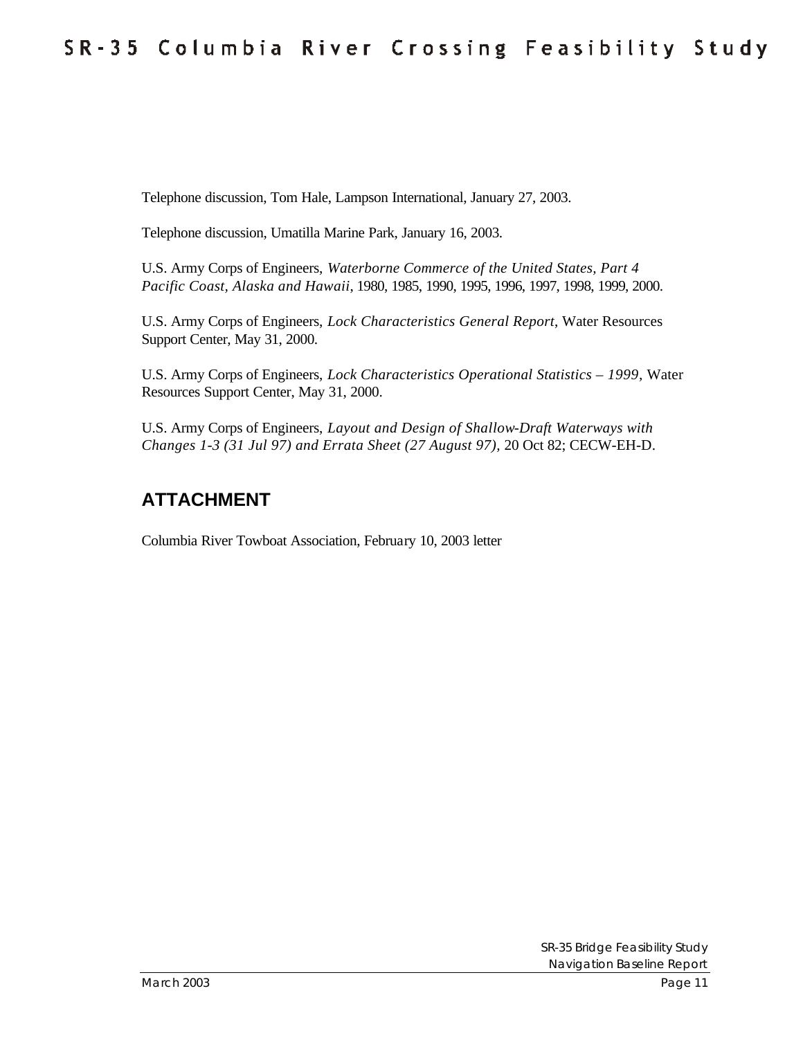Telephone discussion, Tom Hale, Lampson International, January 27, 2003.

Telephone discussion, Umatilla Marine Park, January 16, 2003.

U.S. Army Corps of Engineers, *Waterborne Commerce of the United States, Part 4 Pacific Coast, Alaska and Hawaii*, 1980, 1985, 1990, 1995, 1996, 1997, 1998, 1999, 2000.

U.S. Army Corps of Engineers, *Lock Characteristics General Report*, Water Resources Support Center, May 31, 2000.

U.S. Army Corps of Engineers, *Lock Characteristics Operational Statistics – 1999*, Water Resources Support Center, May 31, 2000.

U.S. Army Corps of Engineers, *Layout and Design of Shallow-Draft Waterways with Changes 1-3 (31 Jul 97) and Errata Sheet (27 August 97)*, 20 Oct 82; CECW-EH-D.

## ATTACHMENT

Columbia River Towboat Association, February 10, 2003 letter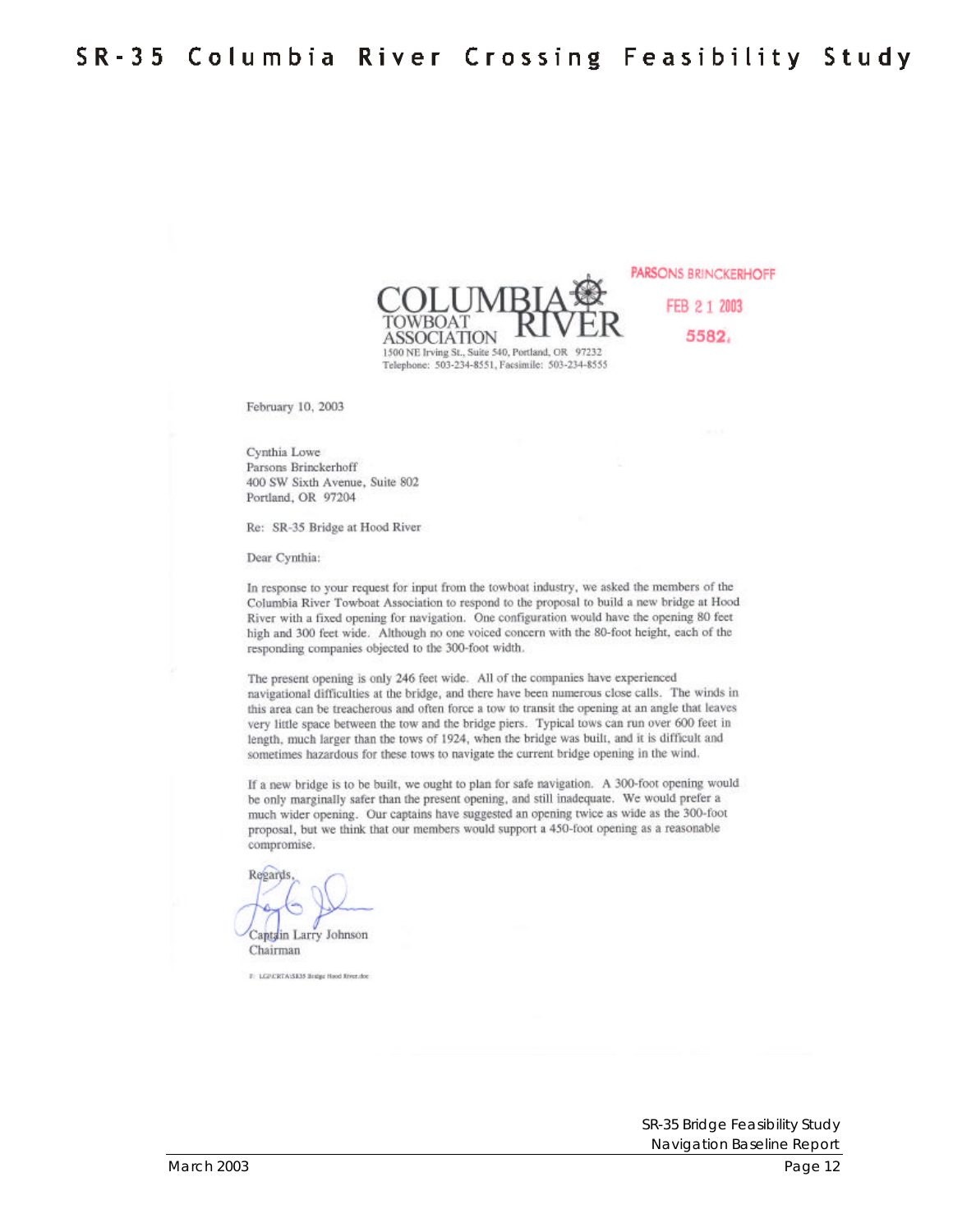COLUMBIA RIVER
TOWBOAT ASSOCIATION
1500 NE Irving St., Suite 540, Portland, OR 97232
Telephone: 503-234-8551, Facsimile: 503-234-8555

PARSONS BRINCKERHOFF
FEB 21 2003
5582

February 10, 2003

Cynthia Lowe
Parsons Brinckerhoff
400 SW Sixth Avenue, Suite 802
Portland, OR 97204

Re: SR-35 Bridge at Hood River

Dear Cynthia:

In response to your request for input from the towboat industry, we asked the members of the Columbia River Towboat Association to respond to the proposal to build a new bridge at Hood River with a fixed opening for navigation. One configuration would have the opening 80 feet high and 300 feet wide. Although no one voiced concern with the 80-foot height, each of the responding companies objected to the 300-foot width.

The present opening is only 246 feet wide. All of the companies have experienced navigational difficulties at the bridge, and there have been numerous close calls. The winds in this area can be treacherous and often force a tow to transit the opening at an angle that leaves very little space between the tow and the bridge piers. Typical tows can run over 600 feet in length, much larger than the tows of 1924, when the bridge was built, and it is difficult and sometimes hazardous for these tows to navigate the current bridge opening in the wind.

If a new bridge is to be built, we ought to plan for safe navigation. A 300-foot opening would be only marginally safer than the present opening, and still inadequate. We would prefer a much wider opening. Our captains have suggested an opening twice as wide as the 300-foot proposal, but we think that our members would support a 450-foot opening as a reasonable compromise.

Regards,

Captain Larry Johnson
Chairman

F: LGP.CRTA\SR35 Bridge Hood River.doc